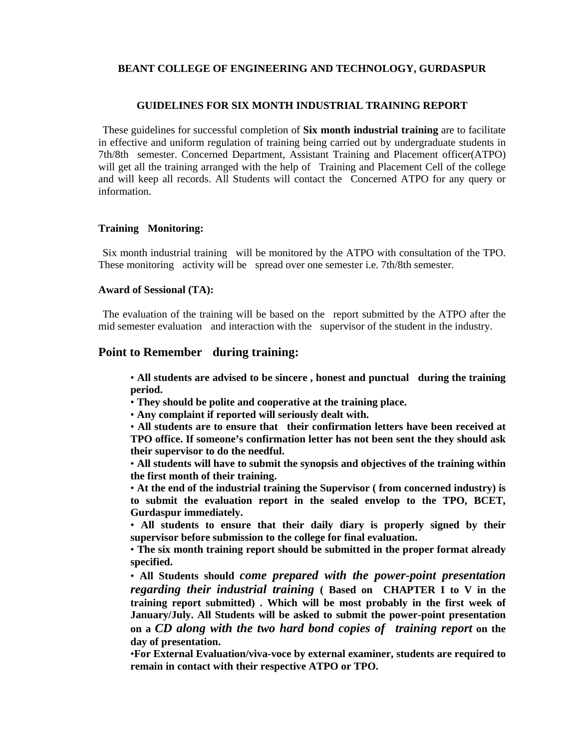# BEANT COLLEGE OF ENGINEERING AND TECHNOLOGY, GURDASPUR

## GUIDELINES FOR SIX MONTH INDUSTRIAL TRAINING REPORT

These guidelines for successful completion of **Six month industrial training** are to facilitate in effective and uniform regulation of training being carried out by undergraduate students in 7th/8th semester. Concerned Department, Assistant Training and Placement officer(ATPO) will get all the training arranged with the help of Training and Placement Cell of the college and will keep all records. All Students will contact the Concerned ATPO for any query or information.

**Training Monitoring:**

Six month industrial training will be monitored by the ATPO with consultation of the TPO. These monitoring activity will be spread over one semester i.e. 7th/8th semester.

**Award of Sessional (TA):**

The evaluation of the training will be based on the report submitted by the ATPO after the mid semester evaluation and interaction with the supervisor of the student in the industry.

## Point to Remember during training:

- **All students are advised to be sincere , honest and punctual during the training period.**
- **They should be polite and cooperative at the training place.**
- **Any complaint if reported will seriously dealt with.**
- **All students are to ensure that their confirmation letters have been received at TPO office. If someone's confirmation letter has not been sent the they should ask their supervisor to do the needful.**
- **All students will have to submit the synopsis and objectives of the training within the first month of their training.**
- **At the end of the industrial training the Supervisor ( from concerned industry) is to submit the evaluation report in the sealed envelop to the TPO, BCET, Gurdaspur immediately.**
- **All students to ensure that their daily diary is properly signed by their supervisor before submission to the college for final evaluation.**
- **The six month training report should be submitted in the proper format already specified.**
- **All Students should *come prepared with the power-point presentation regarding their industrial training* ( Based on CHAPTER I to V in the training report submitted) . Which will be most probably in the first week of January/July. All Students will be asked to submit the power-point presentation on a *CD along with the two hard bond copies of training report* on the day of presentation.**
- **For External Evaluation/viva-voce by external examiner, students are required to remain in contact with their respective ATPO or TPO.**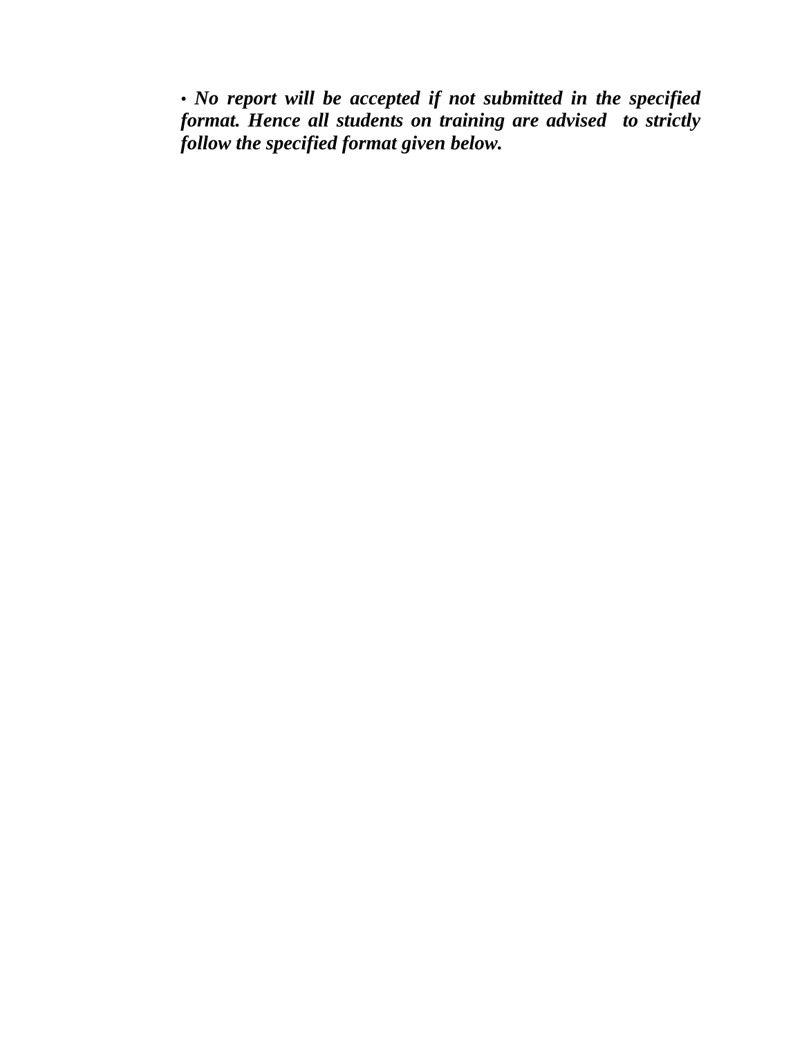- ***No report will be accepted if not submitted in the specified format. Hence all students on training are advised to strictly follow the specified format given below.***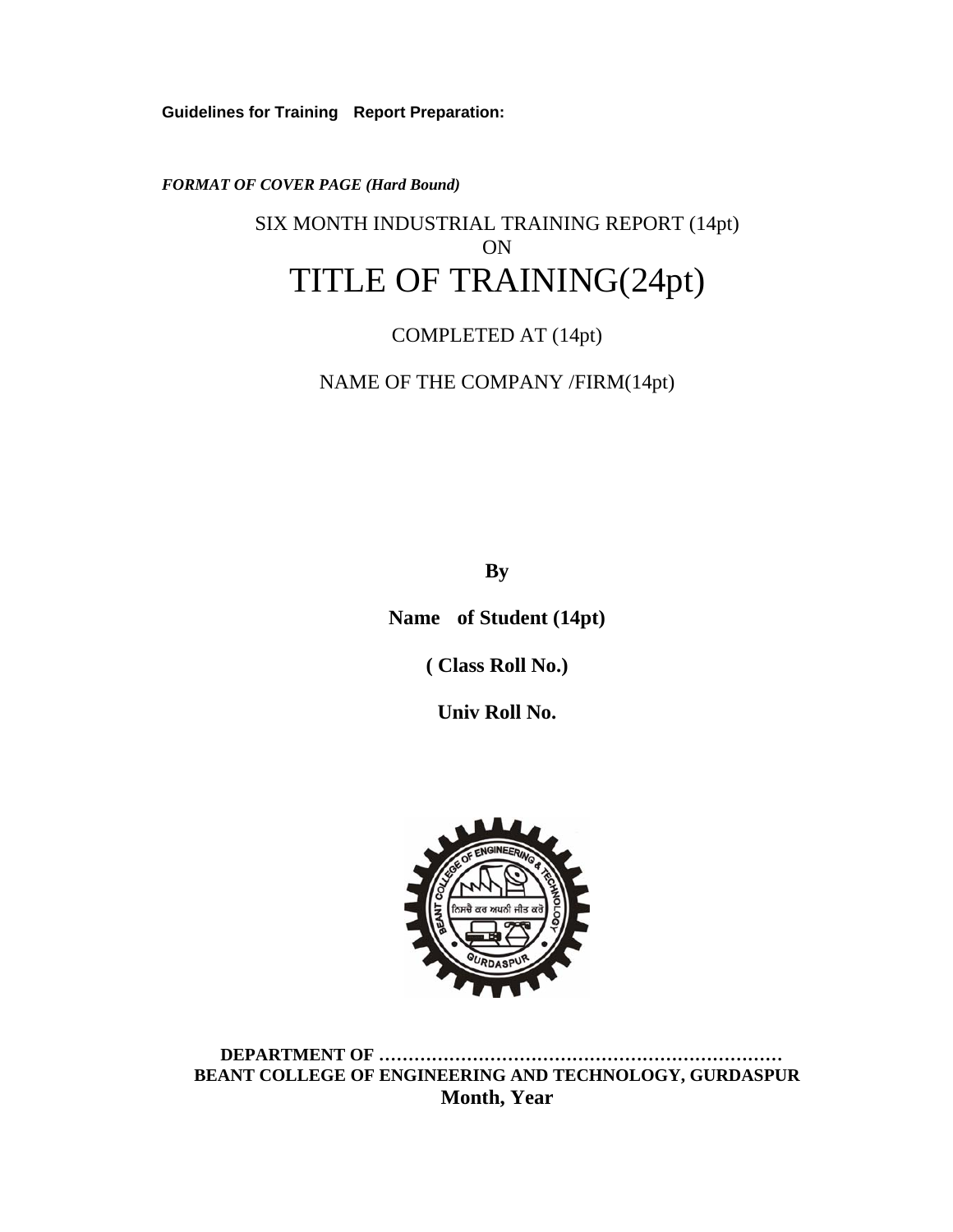**Guidelines for Training Report Preparation:**

***FORMAT OF COVER PAGE (Hard Bound)***

SIX MONTH INDUSTRIAL TRAINING REPORT (14pt)

ON

# TITLE OF TRAINING(24pt)

COMPLETED AT (14pt)

NAME OF THE COMPANY /FIRM(14pt)

**By**

**Name of Student (14pt)**

**( Class Roll No.)**

**Univ Roll No.**

**DEPARTMENT OF ……………………………………………………………**

**BEANT COLLEGE OF ENGINEERING AND TECHNOLOGY, GURDASPUR**

**Month, Year**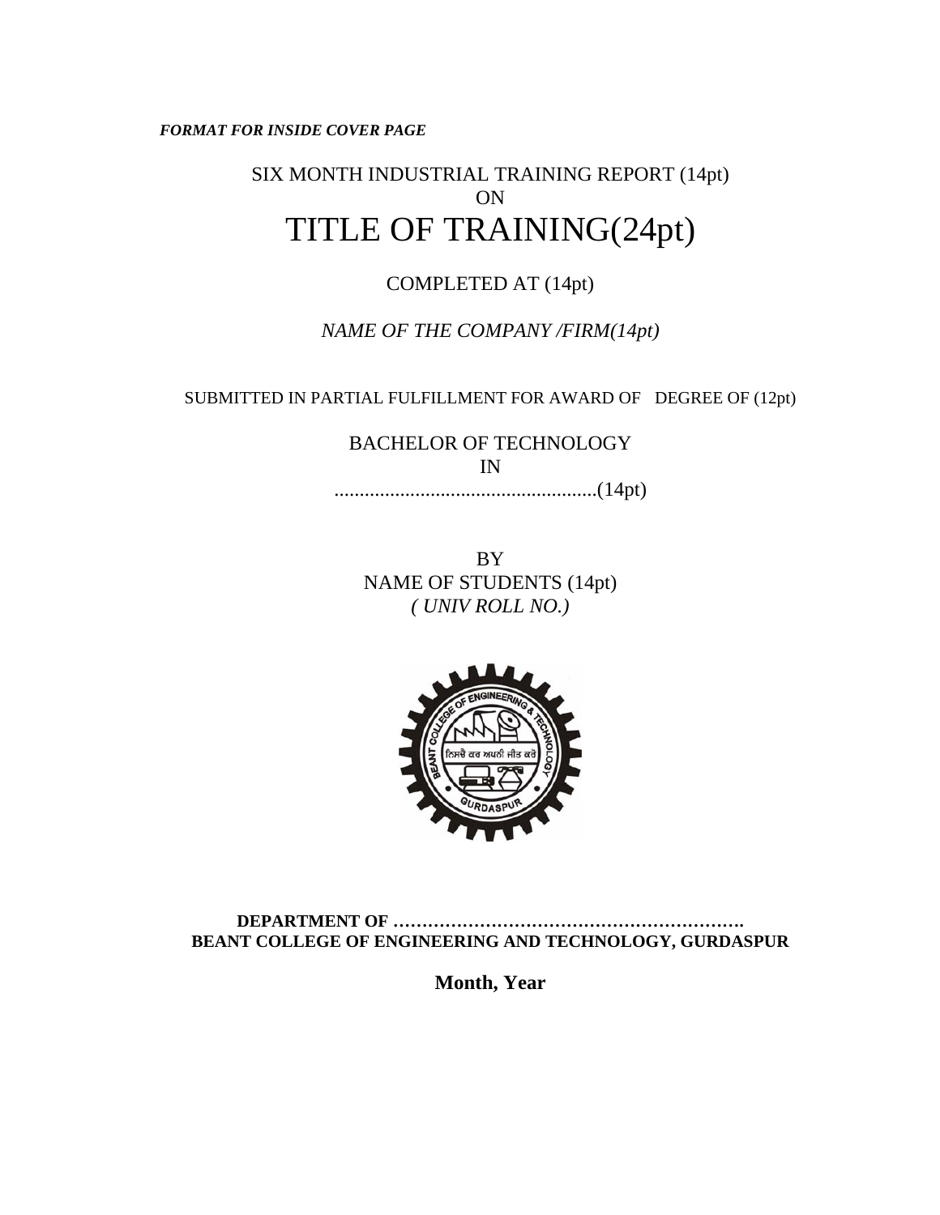***FORMAT FOR INSIDE COVER PAGE***

SIX MONTH INDUSTRIAL TRAINING REPORT (14pt)

ON

# TITLE OF TRAINING(24pt)

COMPLETED AT (14pt)

*NAME OF THE COMPANY /FIRM(14pt)*

SUBMITTED IN PARTIAL FULFILLMENT FOR AWARD OF DEGREE OF (12pt)

BACHELOR OF TECHNOLOGY

IN

.....................................................(14pt)

BY

NAME OF STUDENTS (14pt)

*( UNIV ROLL NO.)*

**DEPARTMENT OF …………………………………………………….**

**BEANT COLLEGE OF ENGINEERING AND TECHNOLOGY, GURDASPUR**

**Month, Year**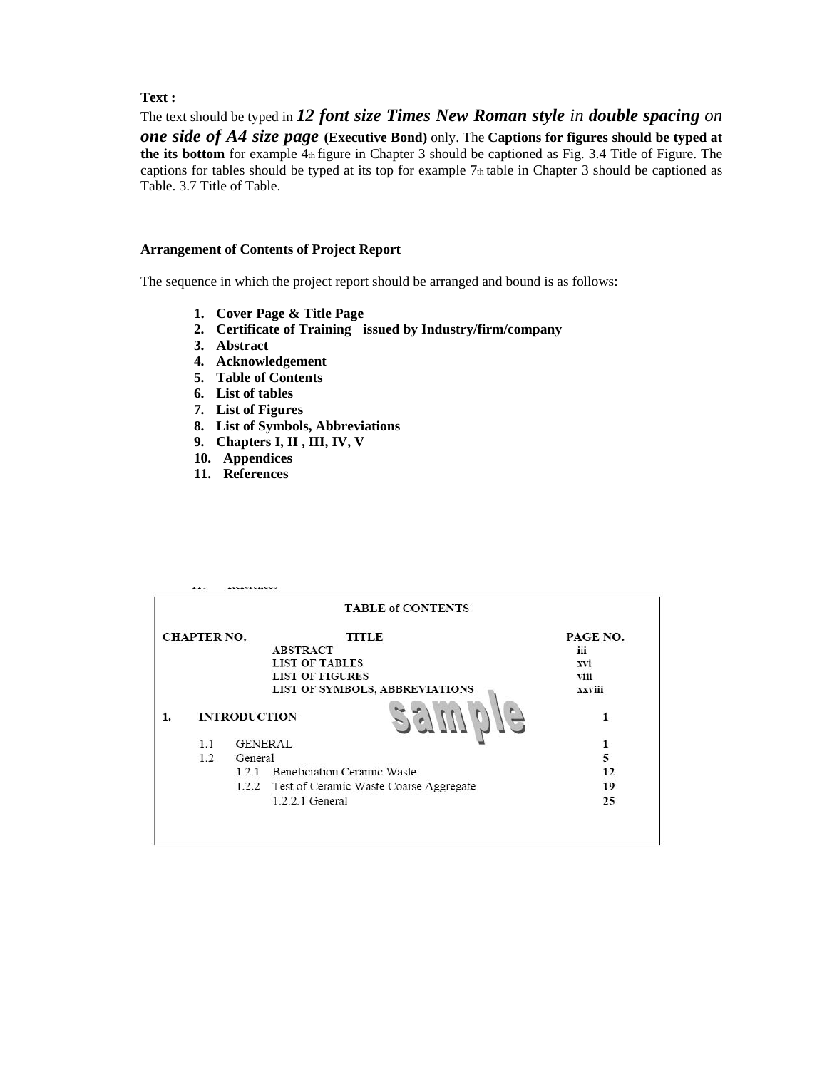**Text :**

The text should be typed in ***12 font size Times New Roman style*** *in* ***double spacing*** *on* ***one side of A4 size page*** **(Executive Bond)** only. The **Captions for figures should be typed at the its bottom** for example 4th figure in Chapter 3 should be captioned as Fig. 3.4 Title of Figure. The captions for tables should be typed at its top for example 7th table in Chapter 3 should be captioned as Table. 3.7 Title of Table.

**Arrangement of Contents of Project Report**

The sequence in which the project report should be arranged and bound is as follows:

1. **Cover Page & Title Page**
2. **Certificate of Training issued by Industry/firm/company**
3. **Abstract**
4. **Acknowledgement**
5. **Table of Contents**
6. **List of tables**
7. **List of Figures**
8. **List of Symbols, Abbreviations**
9. **Chapters I, II , III, IV, V**
10. **Appendices**
11. **References**

**TABLE of CONTENTS**

| CHAPTER NO. | TITLE | PAGE NO. |
|---|---|---|
| | ABSTRACT | iii |
| | LIST OF TABLES | xvi |
| | LIST OF FIGURES | viii |
| | LIST OF SYMBOLS, ABBREVIATIONS | xxviii |
| 1. | INTRODUCTION | 1 |
| | 1.1 GENERAL | 1 |
| | 1.2 General | 5 |
| | 1.2.1 Beneficiation Ceramic Waste | 12 |
| | 1.2.2 Test of Ceramic Waste Coarse Aggregate | 19 |
| | 1.2.2.1 General | 25 |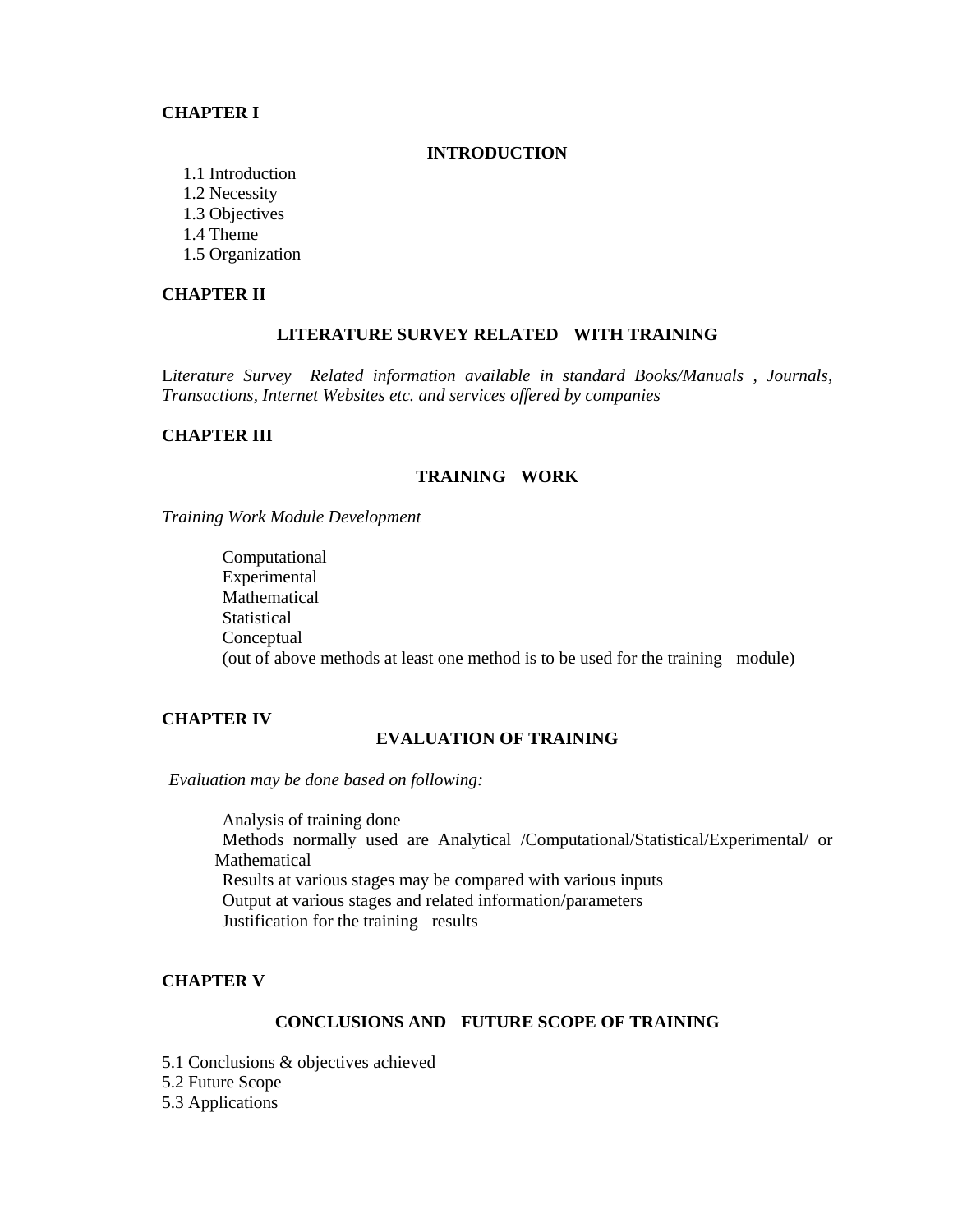**CHAPTER I**

## INTRODUCTION

1.1 Introduction
1.2 Necessity
1.3 Objectives
1.4 Theme
1.5 Organization

**CHAPTER II**

## LITERATURE SURVEY RELATED WITH TRAINING

*Literature Survey Related information available in standard Books/Manuals , Journals, Transactions, Internet Websites etc. and services offered by companies*

**CHAPTER III**

## TRAINING WORK

*Training Work Module Development*

- Computational
- Experimental
- Mathematical
- Statistical
- Conceptual
- (out of above methods at least one method is to be used for the training module)

**CHAPTER IV**

## EVALUATION OF TRAINING

*Evaluation may be done based on following:*

- Analysis of training done
- Methods normally used are Analytical /Computational/Statistical/Experimental/ or Mathematical
- Results at various stages may be compared with various inputs
- Output at various stages and related information/parameters
- Justification for the training results

**CHAPTER V**

## CONCLUSIONS AND FUTURE SCOPE OF TRAINING

5.1 Conclusions & objectives achieved
5.2 Future Scope
5.3 Applications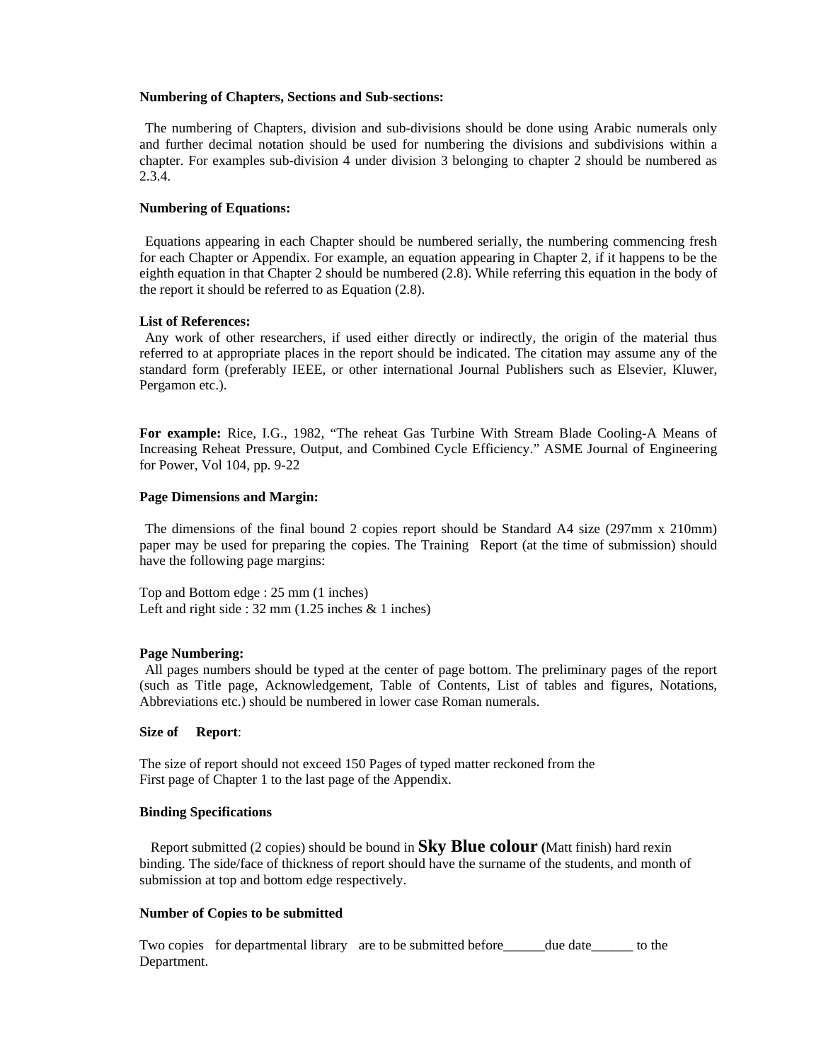**Numbering of Chapters, Sections and Sub-sections:**

The numbering of Chapters, division and sub-divisions should be done using Arabic numerals only and further decimal notation should be used for numbering the divisions and subdivisions within a chapter. For examples sub-division 4 under division 3 belonging to chapter 2 should be numbered as 2.3.4.

**Numbering of Equations:**

Equations appearing in each Chapter should be numbered serially, the numbering commencing fresh for each Chapter or Appendix. For example, an equation appearing in Chapter 2, if it happens to be the eighth equation in that Chapter 2 should be numbered (2.8). While referring this equation in the body of the report it should be referred to as Equation (2.8).

**List of References:**

Any work of other researchers, if used either directly or indirectly, the origin of the material thus referred to at appropriate places in the report should be indicated. The citation may assume any of the standard form (preferably IEEE, or other international Journal Publishers such as Elsevier, Kluwer, Pergamon etc.).

**For example:** Rice, I.G., 1982, "The reheat Gas Turbine With Stream Blade Cooling-A Means of Increasing Reheat Pressure, Output, and Combined Cycle Efficiency." ASME Journal of Engineering for Power, Vol 104, pp. 9-22

**Page Dimensions and Margin:**

The dimensions of the final bound 2 copies report should be Standard A4 size (297mm x 210mm) paper may be used for preparing the copies. The Training Report (at the time of submission) should have the following page margins:

Top and Bottom edge : 25 mm (1 inches)
Left and right side : 32 mm (1.25 inches & 1 inches)

**Page Numbering:**

All pages numbers should be typed at the center of page bottom. The preliminary pages of the report (such as Title page, Acknowledgement, Table of Contents, List of tables and figures, Notations, Abbreviations etc.) should be numbered in lower case Roman numerals.

**Size of Report**:

The size of report should not exceed 150 Pages of typed matter reckoned from the First page of Chapter 1 to the last page of the Appendix.

**Binding Specifications**

Report submitted (2 copies) should be bound in **Sky Blue colour** (Matt finish) hard rexin binding. The side/face of thickness of report should have the surname of the students, and month of submission at top and bottom edge respectively.

**Number of Copies to be submitted**

Two copies for departmental library are to be submitted before______due date______ to the Department.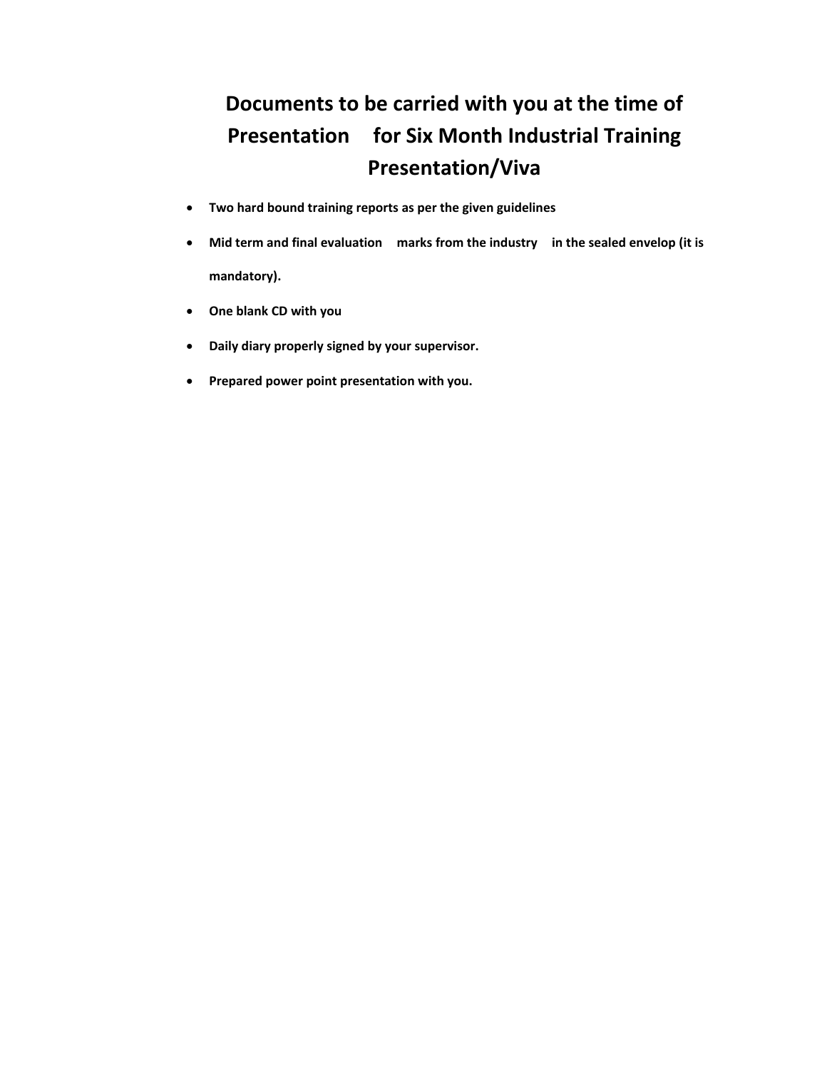# Documents to be carried with you at the time of Presentation for Six Month Industrial Training Presentation/Viva

- **Two hard bound training reports as per the given guidelines**
- **Mid term and final evaluation marks from the industry in the sealed envelop (it is mandatory).**
- **One blank CD with you**
- **Daily diary properly signed by your supervisor.**
- **Prepared power point presentation with you.**